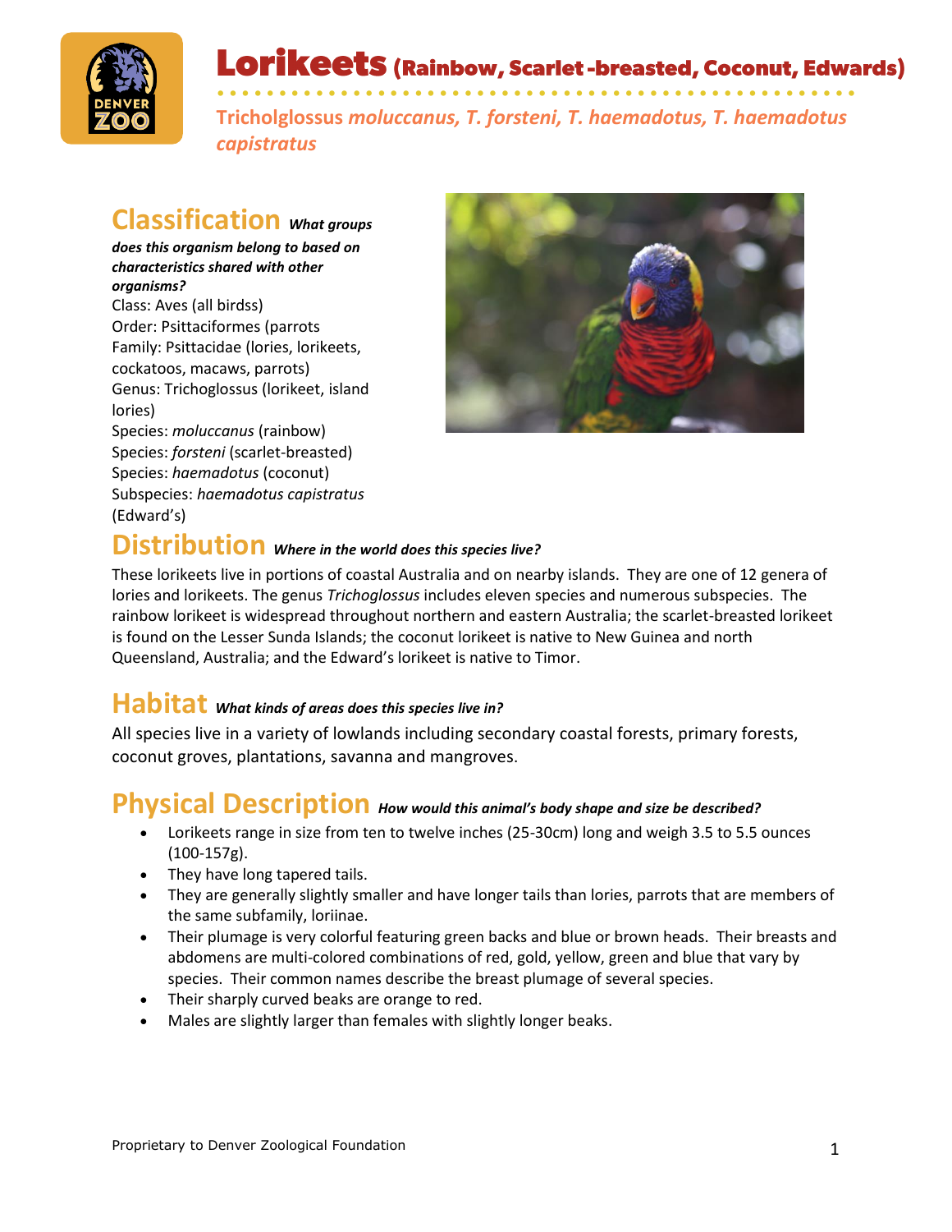# Lorikeets (Rainbow, Scarlet -breasted, Coconut, Edwards)

**Tricholglossus *moluccanus, T. forsteni, T. haemadotus, T. haemadotus capistratus***

## Classification ***What groups does this organism belong to based on characteristics shared with other organisms?***

Class: Aves (all birdss)
Order: Psittaciformes (parrots
Family: Psittacidae (lories, lorikeets, cockatoos, macaws, parrots)
Genus: Trichoglossus (lorikeet, island lories)
Species: *moluccanus* (rainbow)
Species: *forsteni* (scarlet-breasted)
Species: *haemadotus* (coconut)
Subspecies: *haemadotus capistratus* (Edward's)

## Distribution ***Where in the world does this species live?***

These lorikeets live in portions of coastal Australia and on nearby islands. They are one of 12 genera of lories and lorikeets. The genus *Trichoglossus* includes eleven species and numerous subspecies. The rainbow lorikeet is widespread throughout northern and eastern Australia; the scarlet-breasted lorikeet is found on the Lesser Sunda Islands; the coconut lorikeet is native to New Guinea and north Queensland, Australia; and the Edward's lorikeet is native to Timor.

## Habitat ***What kinds of areas does this species live in?***

All species live in a variety of lowlands including secondary coastal forests, primary forests, coconut groves, plantations, savanna and mangroves.

## Physical Description ***How would this animal's body shape and size be described?***

- Lorikeets range in size from ten to twelve inches (25-30cm) long and weigh 3.5 to 5.5 ounces (100-157g).
- They have long tapered tails.
- They are generally slightly smaller and have longer tails than lories, parrots that are members of the same subfamily, loriinae.
- Their plumage is very colorful featuring green backs and blue or brown heads. Their breasts and abdomens are multi-colored combinations of red, gold, yellow, green and blue that vary by species. Their common names describe the breast plumage of several species.
- Their sharply curved beaks are orange to red.
- Males are slightly larger than females with slightly longer beaks.

Proprietary to Denver Zoological Foundation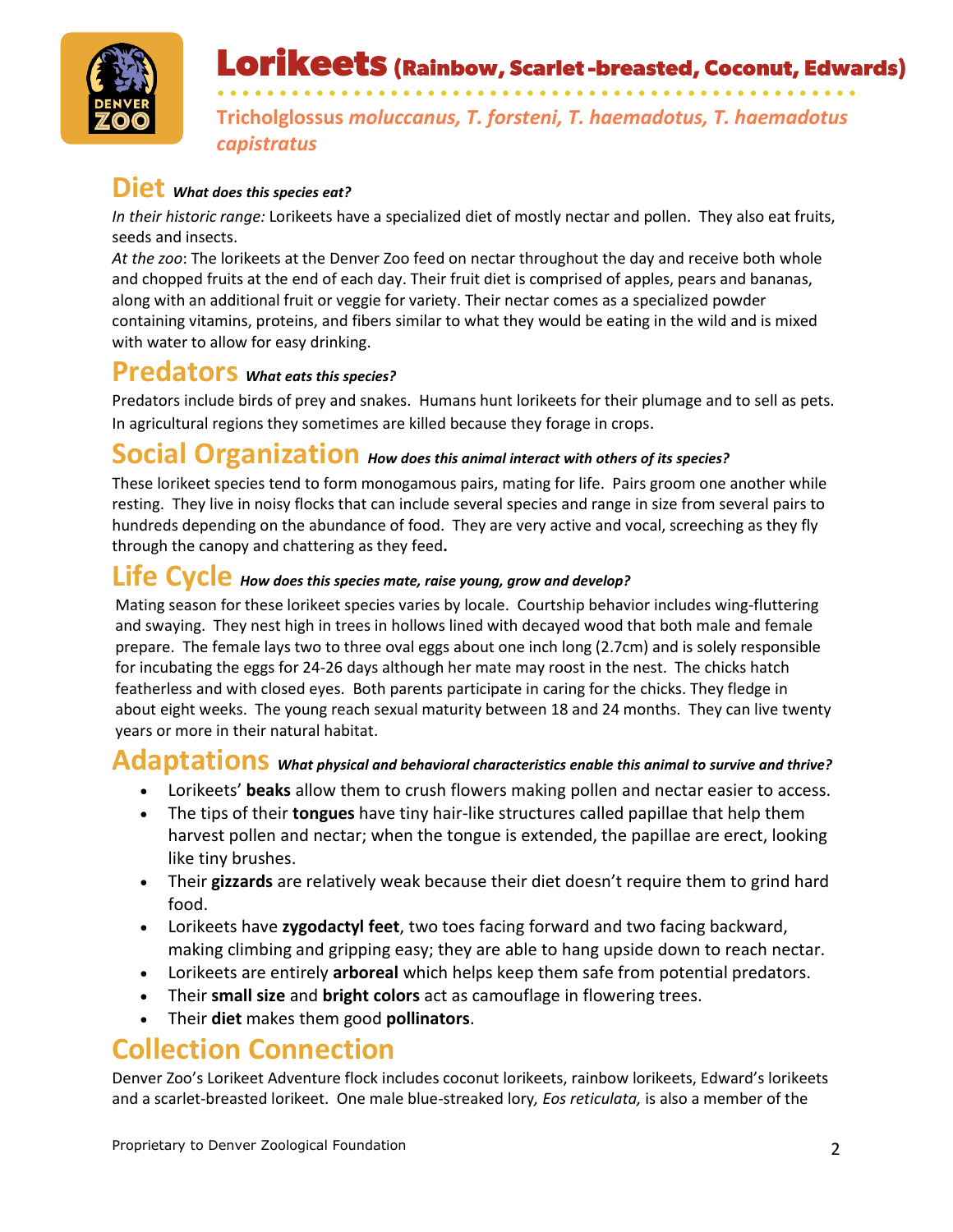# Lorikeets (Rainbow, Scarlet -breasted, Coconut, Edwards)

**Tricholglossus *moluccanus, T. forsteni, T. haemadotus, T. haemadotus capistratus***

## Diet *What does this species eat?*

*In their historic range:* Lorikeets have a specialized diet of mostly nectar and pollen. They also eat fruits, seeds and insects.

*At the zoo*: The lorikeets at the Denver Zoo feed on nectar throughout the day and receive both whole and chopped fruits at the end of each day. Their fruit diet is comprised of apples, pears and bananas, along with an additional fruit or veggie for variety. Their nectar comes as a specialized powder containing vitamins, proteins, and fibers similar to what they would be eating in the wild and is mixed with water to allow for easy drinking.

## Predators *What eats this species?*

Predators include birds of prey and snakes. Humans hunt lorikeets for their plumage and to sell as pets. In agricultural regions they sometimes are killed because they forage in crops.

## Social Organization *How does this animal interact with others of its species?*

These lorikeet species tend to form monogamous pairs, mating for life. Pairs groom one another while resting. They live in noisy flocks that can include several species and range in size from several pairs to hundreds depending on the abundance of food. They are very active and vocal, screeching as they fly through the canopy and chattering as they feed**.**

## Life Cycle *How does this species mate, raise young, grow and develop?*

Mating season for these lorikeet species varies by locale. Courtship behavior includes wing-fluttering and swaying. They nest high in trees in hollows lined with decayed wood that both male and female prepare. The female lays two to three oval eggs about one inch long (2.7cm) and is solely responsible for incubating the eggs for 24-26 days although her mate may roost in the nest. The chicks hatch featherless and with closed eyes. Both parents participate in caring for the chicks. They fledge in about eight weeks. The young reach sexual maturity between 18 and 24 months. They can live twenty years or more in their natural habitat.

## Adaptations *What physical and behavioral characteristics enable this animal to survive and thrive?*

- Lorikeets' **beaks** allow them to crush flowers making pollen and nectar easier to access.
- The tips of their **tongues** have tiny hair-like structures called papillae that help them harvest pollen and nectar; when the tongue is extended, the papillae are erect, looking like tiny brushes.
- Their **gizzards** are relatively weak because their diet doesn't require them to grind hard food.
- Lorikeets have **zygodactyl feet**, two toes facing forward and two facing backward, making climbing and gripping easy; they are able to hang upside down to reach nectar.
- Lorikeets are entirely **arboreal** which helps keep them safe from potential predators.
- Their **small size** and **bright colors** act as camouflage in flowering trees.
- Their **diet** makes them good **pollinators**.

## Collection Connection

Denver Zoo's Lorikeet Adventure flock includes coconut lorikeets, rainbow lorikeets, Edward's lorikeets and a scarlet-breasted lorikeet. One male blue-streaked lory, *Eos reticulata,* is also a member of the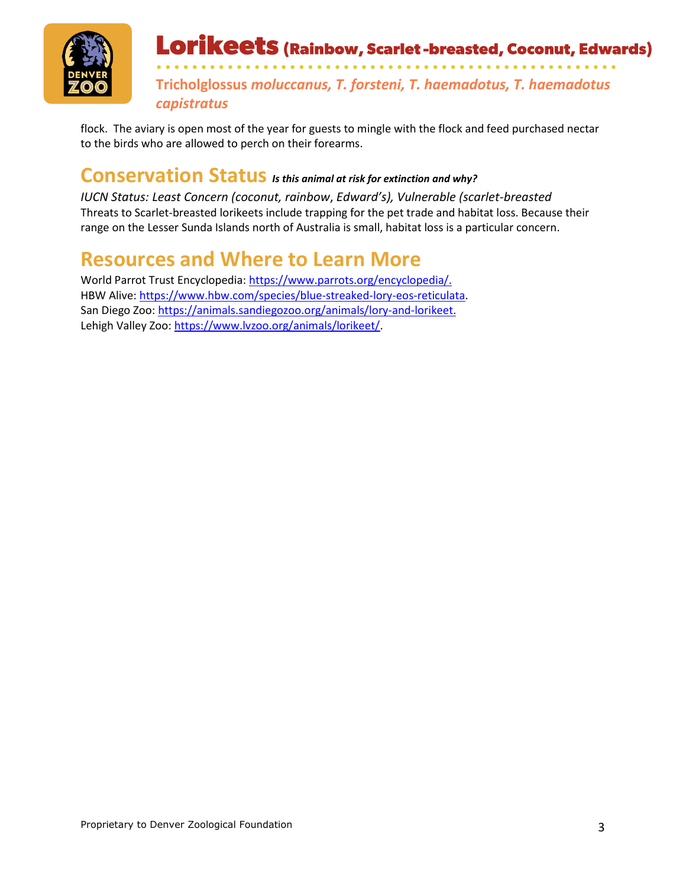flock. The aviary is open most of the year for guests to mingle with the flock and feed purchased nectar to the birds who are allowed to perch on their forearms.

## Conservation Status *Is this animal at risk for extinction and why?*

*IUCN Status: Least Concern (coconut, rainbow, Edward's), Vulnerable (scarlet-breasted*

Threats to Scarlet-breasted lorikeets include trapping for the pet trade and habitat loss. Because their range on the Lesser Sunda Islands north of Australia is small, habitat loss is a particular concern.

## Resources and Where to Learn More

World Parrot Trust Encyclopedia: https://www.parrots.org/encyclopedia/.
HBW Alive: https://www.hbw.com/species/blue-streaked-lory-eos-reticulata.
San Diego Zoo: https://animals.sandiegozoo.org/animals/lory-and-lorikeet.
Lehigh Valley Zoo: https://www.lvzoo.org/animals/lorikeet/.